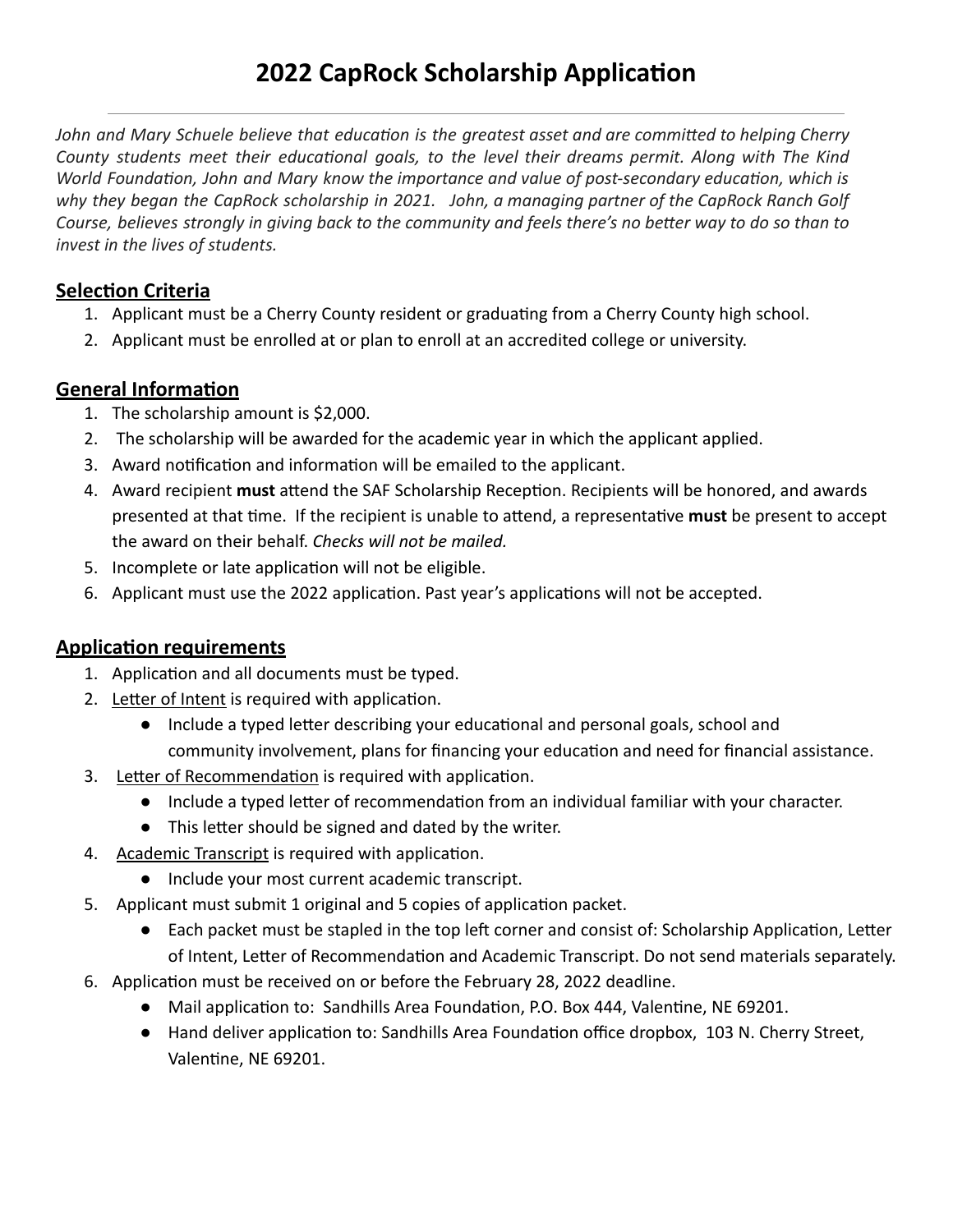# 2022 CapRock Scholarship Application

---

*John and Mary Schuele believe that education is the greatest asset and are committed to helping Cherry County students meet their educational goals, to the level their dreams permit. Along with The Kind World Foundation, John and Mary know the importance and value of post-secondary education, which is why they began the CapRock scholarship in 2021. John, a managing partner of the CapRock Ranch Golf Course, believes strongly in giving back to the community and feels there's no better way to do so than to invest in the lives of students.*

## <u>Selection Criteria</u>

1. Applicant must be a Cherry County resident or graduating from a Cherry County high school.
2. Applicant must be enrolled at or plan to enroll at an accredited college or university.

## <u>General Information</u>

1. The scholarship amount is $2,000.
2. The scholarship will be awarded for the academic year in which the applicant applied.
3. Award notification and information will be emailed to the applicant.
4. Award recipient **must** attend the SAF Scholarship Reception. Recipients will be honored, and awards presented at that time. If the recipient is unable to attend, a representative **must** be present to accept the award on their behalf. *Checks will not be mailed.*
5. Incomplete or late application will not be eligible.
6. Applicant must use the 2022 application. Past year's applications will not be accepted.

## <u>Application requirements</u>

1. Application and all documents must be typed.
2. <u>Letter of Intent</u> is required with application.
   - Include a typed letter describing your educational and personal goals, school and community involvement, plans for financing your education and need for financial assistance.
3. <u>Letter of Recommendation</u> is required with application.
   - Include a typed letter of recommendation from an individual familiar with your character.
   - This letter should be signed and dated by the writer.
4. <u>Academic Transcript</u> is required with application.
   - Include your most current academic transcript.
5. Applicant must submit 1 original and 5 copies of application packet.
   - Each packet must be stapled in the top left corner and consist of: Scholarship Application, Letter of Intent, Letter of Recommendation and Academic Transcript. Do not send materials separately.
6. Application must be received on or before the February 28, 2022 deadline.
   - Mail application to: Sandhills Area Foundation, P.O. Box 444, Valentine, NE 69201.
   - Hand deliver application to: Sandhills Area Foundation office dropbox, 103 N. Cherry Street, Valentine, NE 69201.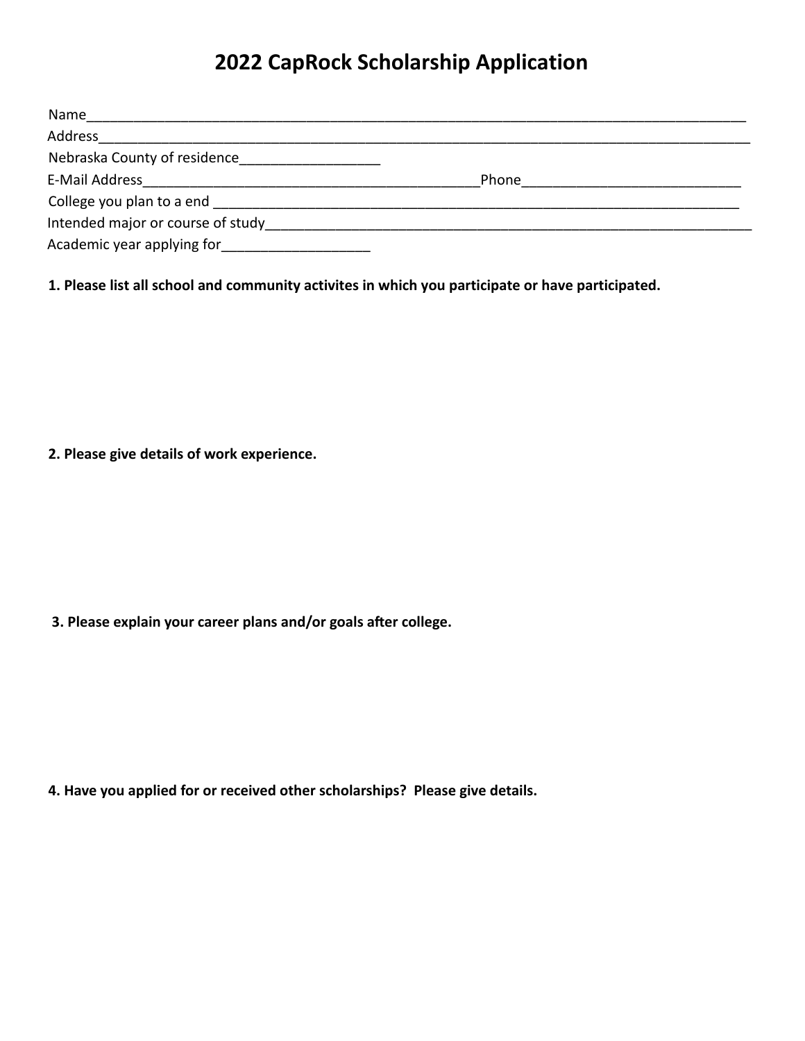# 2022 CapRock Scholarship Application

Name_______________________________________________________________________________

Address_____________________________________________________________________________

Nebraska County of residence__________________

E-Mail Address____________________________________________Phone____________________________

College you plan to a end _______________________________________________________________________

Intended major or course of study_____________________________________________________________

Academic year applying for___________________

**1. Please list all school and community activites in which you participate or have participated.**

**2. Please give details of work experience.**

**3. Please explain your career plans and/or goals after college.**

**4. Have you applied for or received other scholarships? Please give details.**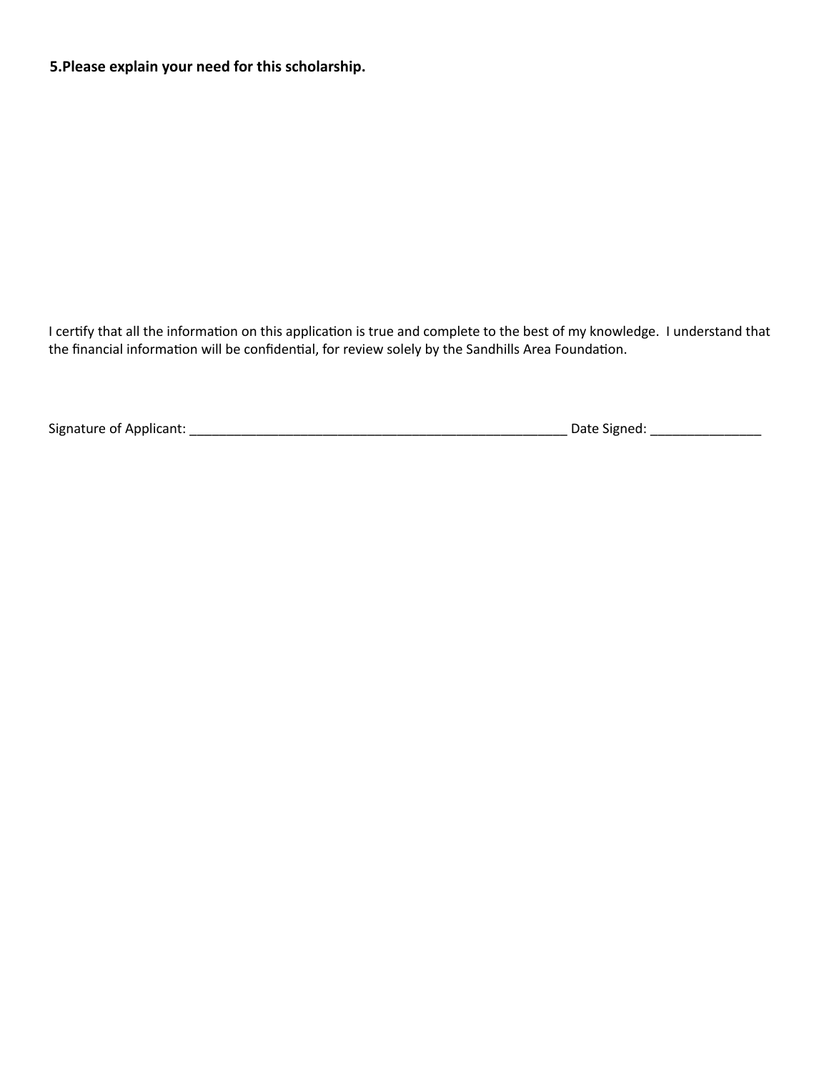**5.Please explain your need for this scholarship.**

I certify that all the information on this application is true and complete to the best of my knowledge. I understand that the financial information will be confidential, for review solely by the Sandhills Area Foundation.

Signature of Applicant: _____________________________________________________ Date Signed: _______________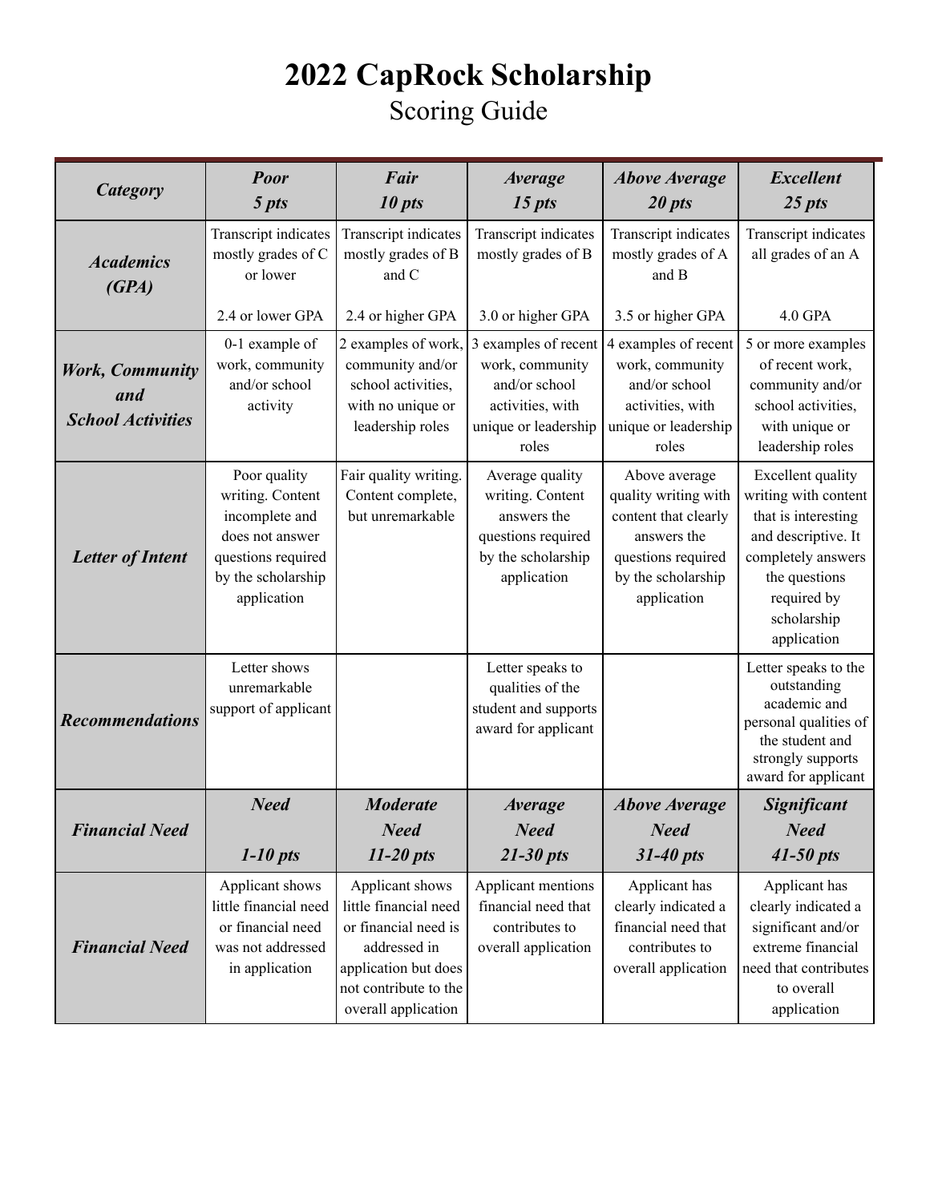# 2022 CapRock Scholarship

## Scoring Guide

| *Category* | *Poor*<br>*5 pts* | *Fair*<br>*10 pts* | *Average*<br>*15 pts* | *Above Average*<br>*20 pts* | *Excellent*<br>*25 pts* |
|---|---|---|---|---|---|
| ***Academics (GPA)*** | Transcript indicates mostly grades of C or lower<br><br>2.4 or lower GPA | Transcript indicates mostly grades of B and C<br><br>2.4 or higher GPA | Transcript indicates mostly grades of B<br><br>3.0 or higher GPA | Transcript indicates mostly grades of A and B<br><br>3.5 or higher GPA | Transcript indicates all grades of an A<br><br>4.0 GPA |
| ***Work, Community and School Activities*** | 0-1 example of work, community and/or school activity | 2 examples of work, community and/or school activities, with no unique or leadership roles | 3 examples of recent work, community and/or school activities, with unique or leadership roles | 4 examples of recent work, community and/or school activities, with unique or leadership roles | 5 or more examples of recent work, community and/or school activities, with unique or leadership roles |
| ***Letter of Intent*** | Poor quality writing. Content incomplete and does not answer questions required by the scholarship application | Fair quality writing. Content complete, but unremarkable | Average quality writing. Content answers the questions required by the scholarship application | Above average quality writing with content that clearly answers the questions required by the scholarship application | Excellent quality writing with content that is interesting and descriptive. It completely answers the questions required by scholarship application |
| ***Recommendations*** | Letter shows unremarkable support of applicant | | Letter speaks to qualities of the student and supports award for applicant | | Letter speaks to the outstanding academic and personal qualities of the student and strongly supports award for applicant |
| ***Financial Need*** | ***Need***<br>***1-10 pts*** | ***Moderate Need***<br>***11-20 pts*** | ***Average Need***<br>***21-30 pts*** | ***Above Average Need***<br>***31-40 pts*** | ***Significant Need***<br>***41-50 pts*** |
| ***Financial Need*** | Applicant shows little financial need or financial need was not addressed in application | Applicant shows little financial need or financial need is addressed in application but does not contribute to the overall application | Applicant mentions financial need that contributes to overall application | Applicant has clearly indicated a financial need that contributes to overall application | Applicant has clearly indicated a significant and/or extreme financial need that contributes to overall application |